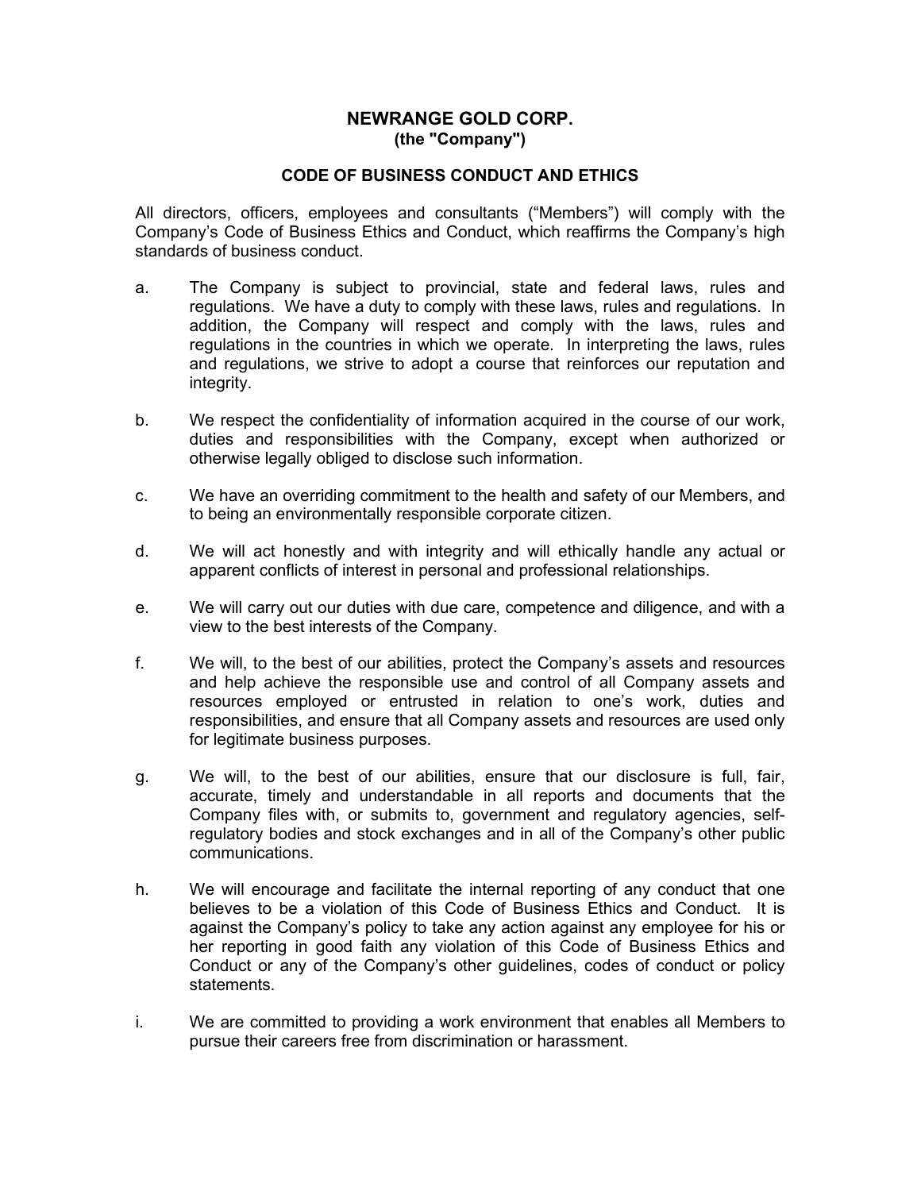# NEWRANGE GOLD CORP.

**(the "Company")**

## CODE OF BUSINESS CONDUCT AND ETHICS

All directors, officers, employees and consultants ("Members") will comply with the Company's Code of Business Ethics and Conduct, which reaffirms the Company's high standards of business conduct.

a. The Company is subject to provincial, state and federal laws, rules and regulations. We have a duty to comply with these laws, rules and regulations. In addition, the Company will respect and comply with the laws, rules and regulations in the countries in which we operate. In interpreting the laws, rules and regulations, we strive to adopt a course that reinforces our reputation and integrity.

b. We respect the confidentiality of information acquired in the course of our work, duties and responsibilities with the Company, except when authorized or otherwise legally obliged to disclose such information.

c. We have an overriding commitment to the health and safety of our Members, and to being an environmentally responsible corporate citizen.

d. We will act honestly and with integrity and will ethically handle any actual or apparent conflicts of interest in personal and professional relationships.

e. We will carry out our duties with due care, competence and diligence, and with a view to the best interests of the Company.

f. We will, to the best of our abilities, protect the Company's assets and resources and help achieve the responsible use and control of all Company assets and resources employed or entrusted in relation to one's work, duties and responsibilities, and ensure that all Company assets and resources are used only for legitimate business purposes.

g. We will, to the best of our abilities, ensure that our disclosure is full, fair, accurate, timely and understandable in all reports and documents that the Company files with, or submits to, government and regulatory agencies, self-regulatory bodies and stock exchanges and in all of the Company's other public communications.

h. We will encourage and facilitate the internal reporting of any conduct that one believes to be a violation of this Code of Business Ethics and Conduct. It is against the Company's policy to take any action against any employee for his or her reporting in good faith any violation of this Code of Business Ethics and Conduct or any of the Company's other guidelines, codes of conduct or policy statements.

i. We are committed to providing a work environment that enables all Members to pursue their careers free from discrimination or harassment.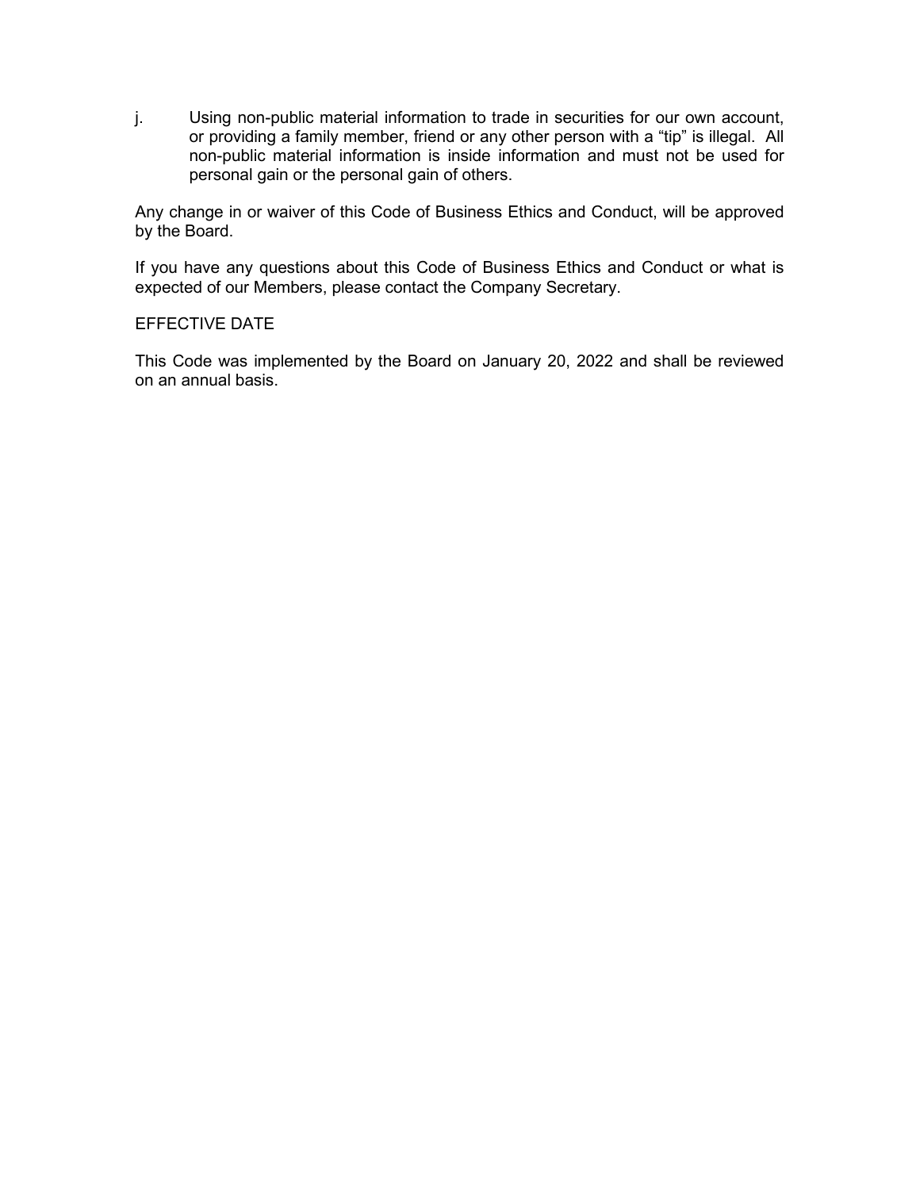j. Using non-public material information to trade in securities for our own account, or providing a family member, friend or any other person with a "tip" is illegal. All non-public material information is inside information and must not be used for personal gain or the personal gain of others.

Any change in or waiver of this Code of Business Ethics and Conduct, will be approved by the Board.

If you have any questions about this Code of Business Ethics and Conduct or what is expected of our Members, please contact the Company Secretary.

EFFECTIVE DATE

This Code was implemented by the Board on January 20, 2022 and shall be reviewed on an annual basis.